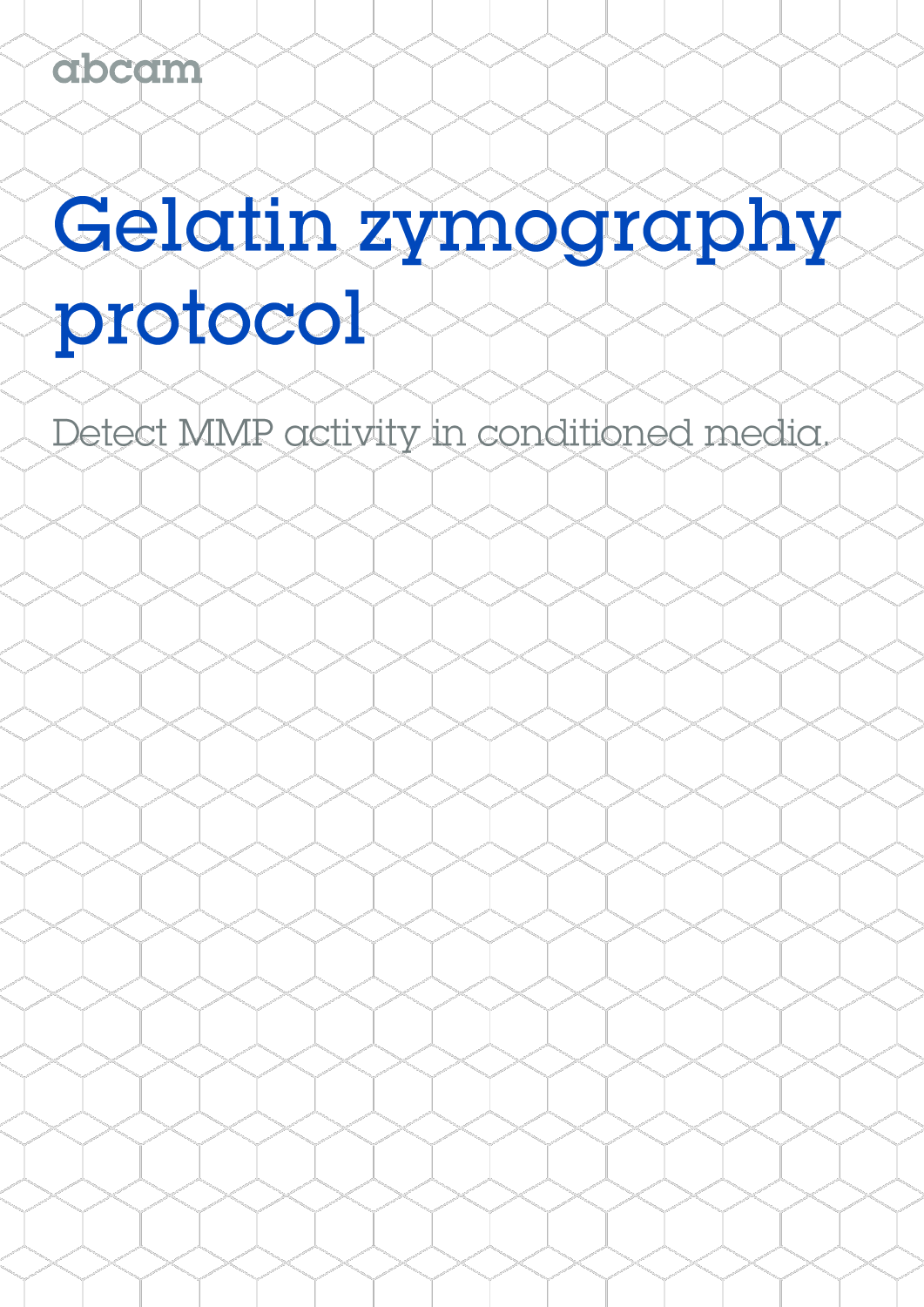abcam

# Gelatin zymography protocol

Detect MMP activity in conditioned media.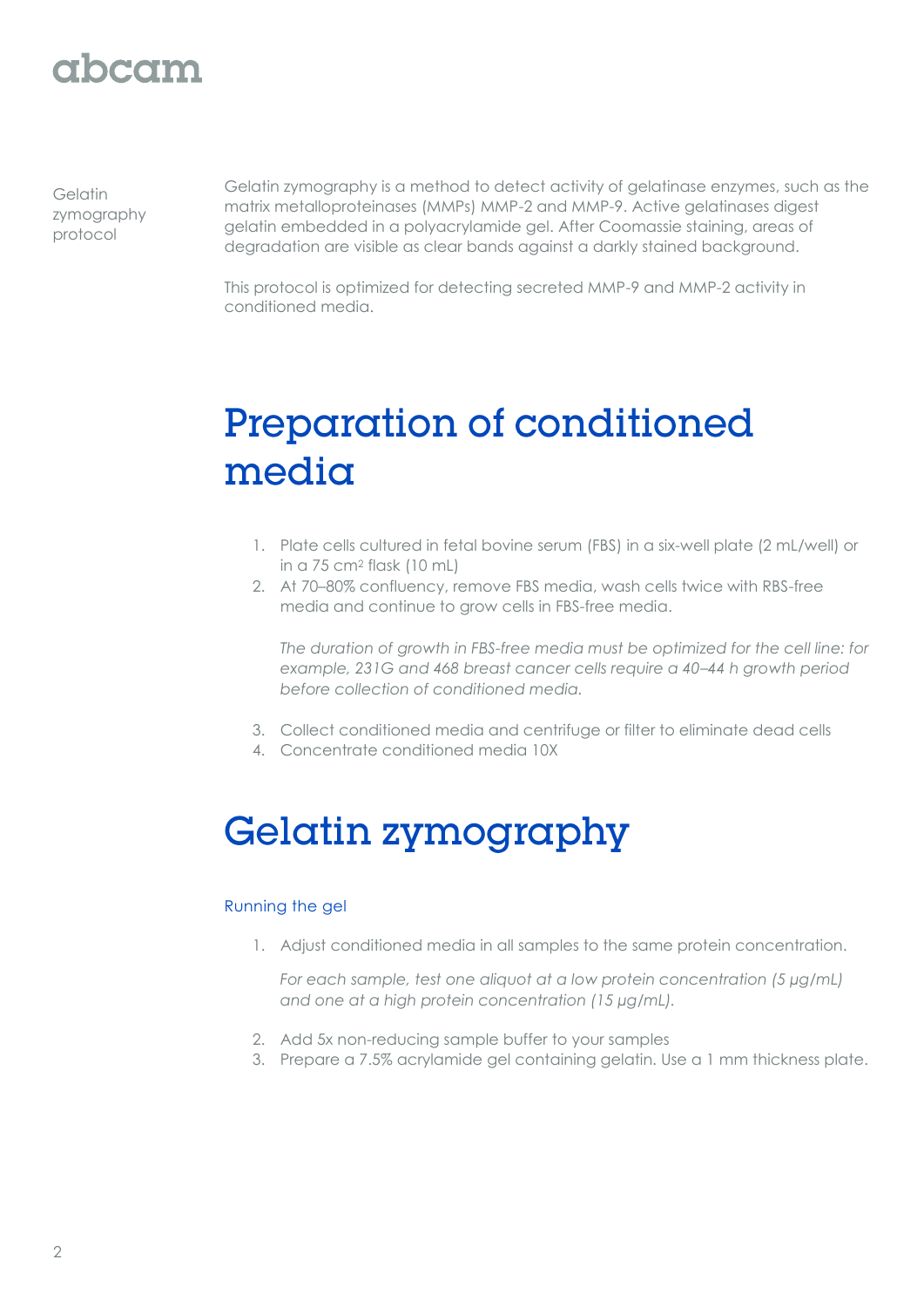Gelatin zymography protocol

Gelatin zymography is a method to detect activity of gelatinase enzymes, such as the matrix metalloproteinases (MMPs) MMP-2 and MMP-9. Active gelatinases digest gelatin embedded in a polyacrylamide gel. After Coomassie staining, areas of degradation are visible as clear bands against a darkly stained background.

This protocol is optimized for detecting secreted MMP-9 and MMP-2 activity in conditioned media.

# Preparation of conditioned media

1. Plate cells cultured in fetal bovine serum (FBS) in a six-well plate (2 mL/well) or in a 75 $cm^2$ flask (10 mL)
2. At 70–80% confluency, remove FBS media, wash cells twice with RBS-free media and continue to grow cells in FBS-free media.

   *The duration of growth in FBS-free media must be optimized for the cell line: for example, 231G and 468 breast cancer cells require a 40–44 h growth period before collection of conditioned media.*

3. Collect conditioned media and centrifuge or filter to eliminate dead cells
4. Concentrate conditioned media 10X

# Gelatin zymography

## Running the gel

1. Adjust conditioned media in all samples to the same protein concentration.

   *For each sample, test one aliquot at a low protein concentration (5 µg/mL) and one at a high protein concentration (15 µg/mL).*

2. Add 5x non-reducing sample buffer to your samples
3. Prepare a 7.5% acrylamide gel containing gelatin. Use a 1 mm thickness plate.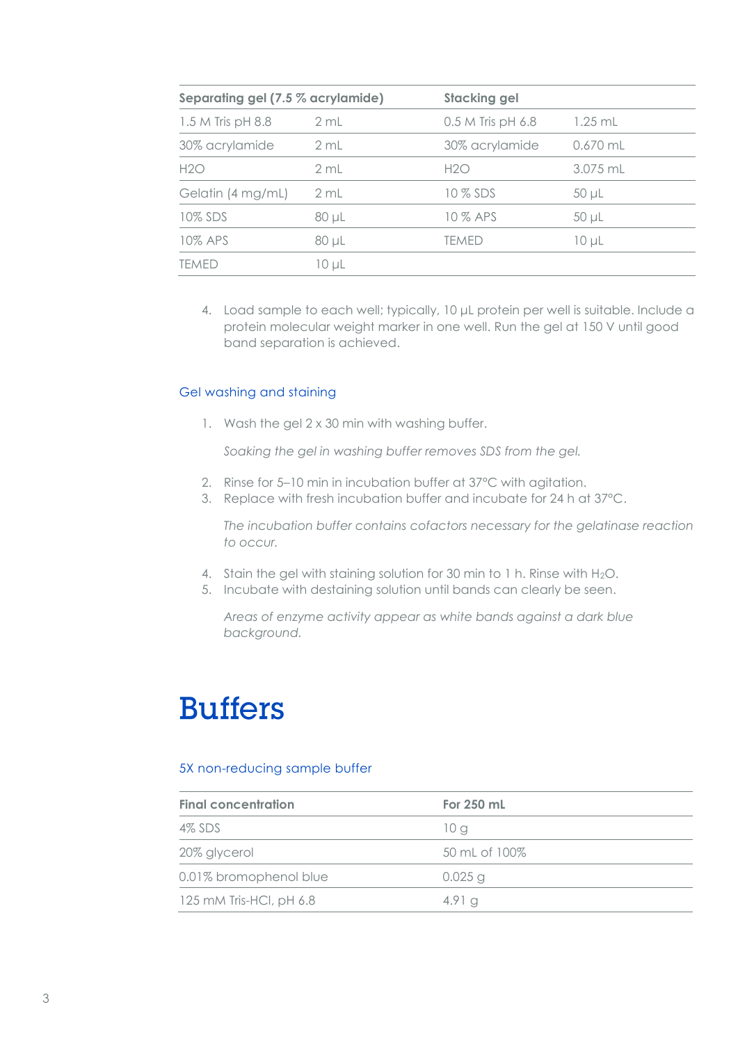| Separating gel (7.5 % acrylamide) | | Stacking gel | |
|---|---|---|---|
| 1.5 M Tris pH 8.8 | 2 mL | 0.5 M Tris pH 6.8 | 1.25 mL |
| 30% acrylamide | 2 mL | 30% acrylamide | 0.670 mL |
| H2O | 2 mL | H2O | 3.075 mL |
| Gelatin (4 mg/mL) | 2 mL | 10 % SDS | 50 µL |
| 10% SDS | 80 µL | 10 % APS | 50 µL |
| 10% APS | 80 µL | TEMED | 10 µL |
| TEMED | 10 µL | | |

4. Load sample to each well; typically, 10 µL protein per well is suitable. Include a protein molecular weight marker in one well. Run the gel at 150 V until good band separation is achieved.

### Gel washing and staining

1. Wash the gel 2 x 30 min with washing buffer.

   *Soaking the gel in washing buffer removes SDS from the gel.*

2. Rinse for 5–10 min in incubation buffer at 37°C with agitation.
3. Replace with fresh incubation buffer and incubate for 24 h at 37°C.

   *The incubation buffer contains cofactors necessary for the gelatinase reaction to occur.*

4. Stain the gel with staining solution for 30 min to 1 h. Rinse with $H_2O$.
5. Incubate with destaining solution until bands can clearly be seen.

   *Areas of enzyme activity appear as white bands against a dark blue background.*

# Buffers

### 5X non-reducing sample buffer

| Final concentration | For 250 mL |
|---|---|
| 4% SDS | 10 g |
| 20% glycerol | 50 mL of 100% |
| 0.01% bromophenol blue | 0.025 g |
| 125 mM Tris-HCl, pH 6.8 | 4.91 g |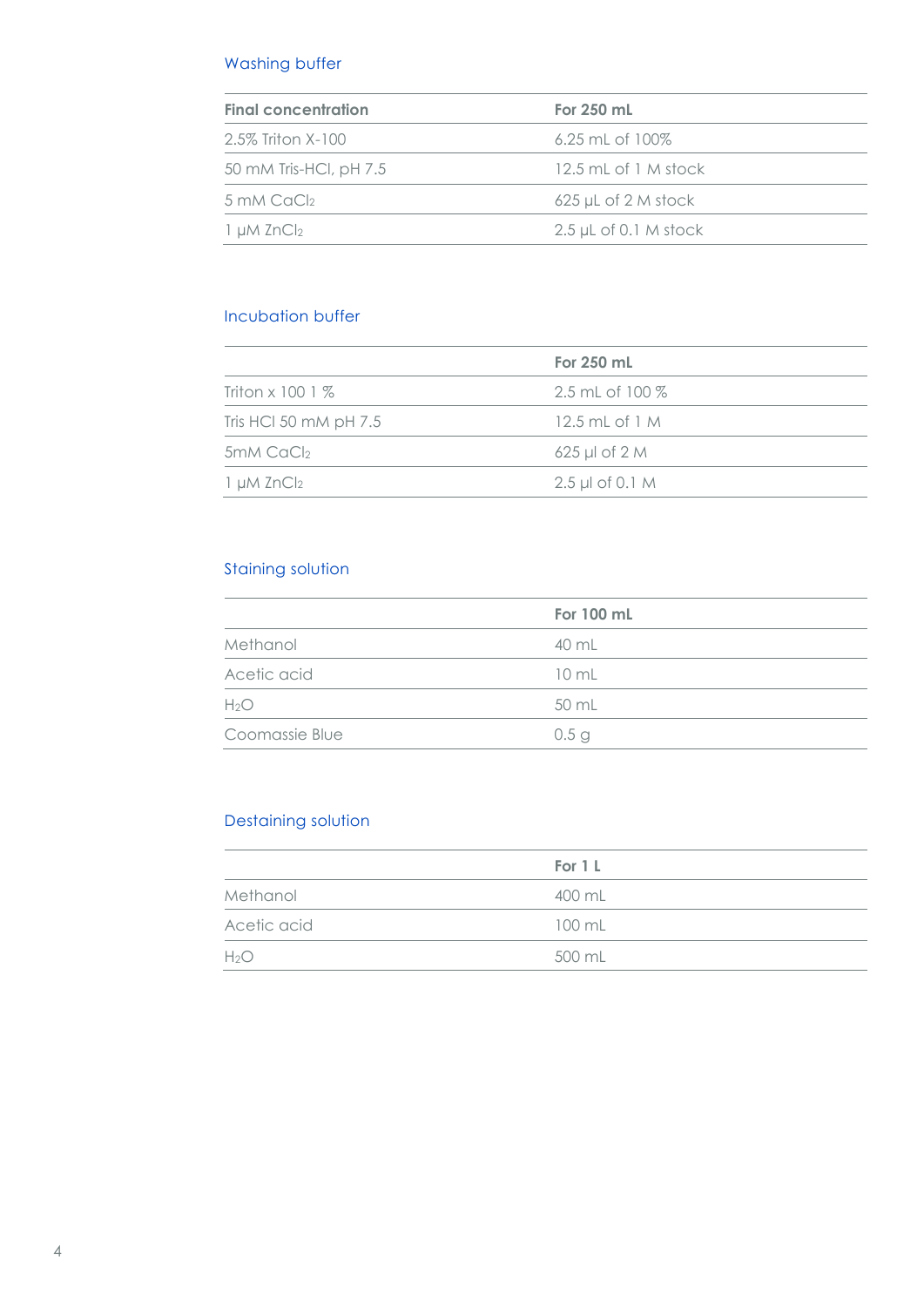## Washing buffer

| Final concentration | For 250 mL |
| --- | --- |
| 2.5% Triton X-100 | 6.25 mL of 100% |
| 50 mM Tris-HCl, pH 7.5 | 12.5 mL of 1 M stock |
| 5 mM $CaCl_2$ | 625 µL of 2 M stock |
| 1 µM $ZnCl_2$ | 2.5 µL of 0.1 M stock |

## Incubation buffer

| | For 250 mL |
| --- | --- |
| Triton x 100 1 % | 2.5 mL of 100 % |
| Tris HCl 50 mM pH 7.5 | 12.5 mL of 1 M |
| 5mM $CaCl_2$ | 625 µl of 2 M |
| 1 µM $ZnCl_2$ | 2.5 µl of 0.1 M |

## Staining solution

| | For 100 mL |
| --- | --- |
| Methanol | 40 mL |
| Acetic acid | 10 mL |
| $H_2O$ | 50 mL |
| Coomassie Blue | 0.5 g |

## Destaining solution

| | For 1 L |
| --- | --- |
| Methanol | 400 mL |
| Acetic acid | 100 mL |
| $H_2O$ | 500 mL |